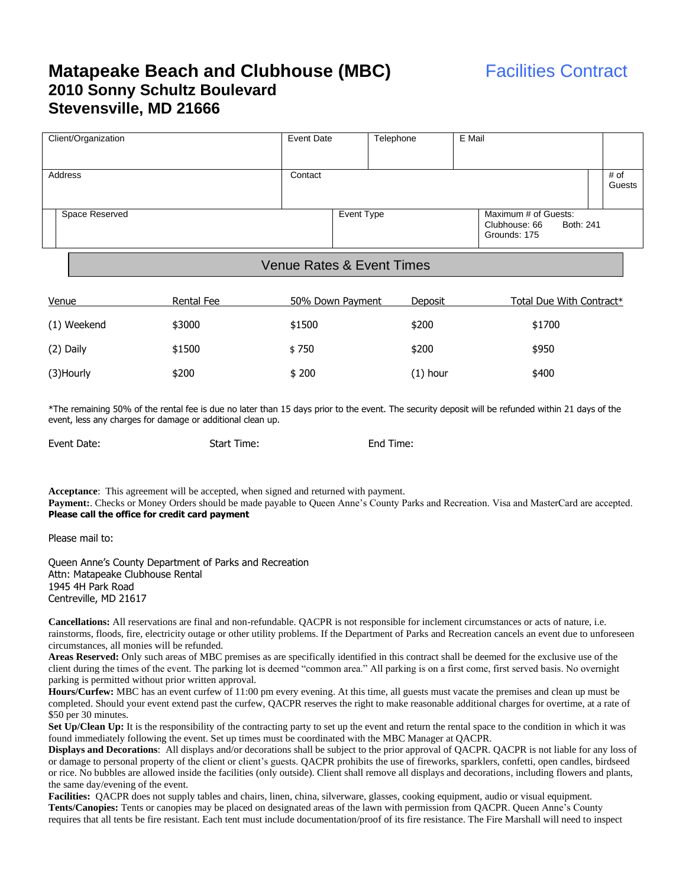# Matapeake Beach and Clubhouse (MBC)

## 2010 Sonny Schultz Boulevard
## Stevensville, MD 21666

Facilities Contract

| Client/Organization | Event Date | Telephone | E Mail | |
|---|---|---|---|---|
| Address | Contact | | | # of Guests |
| Space Reserved | Event Type | | Maximum # of Guests: Clubhouse: 66 Both: 241 Grounds: 175 | |

## Venue Rates & Event Times

| Venue | Rental Fee | 50% Down Payment | Deposit | Total Due With Contract* |
|---|---|---|---|---|
| (1) Weekend | $3000 | $1500 | $200 | $1700 |
| (2) Daily | $1500 | $ 750 | $200 | $950 |
| (3)Hourly | $200 | $ 200 | (1) hour | $400 |

*The remaining 50% of the rental fee is due no later than 15 days prior to the event. The security deposit will be refunded within 21 days of the event, less any charges for damage or additional clean up.

Event Date: Start Time: End Time:

**Acceptance**: This agreement will be accepted, when signed and returned with payment.
**Payment:**. Checks or Money Orders should be made payable to Queen Anne's County Parks and Recreation. Visa and MasterCard are accepted. **Please call the office for credit card payment**

Please mail to:

Queen Anne's County Department of Parks and Recreation
Attn: Matapeake Clubhouse Rental
1945 4H Park Road
Centreville, MD 21617

**Cancellations:** All reservations are final and non-refundable. QACPR is not responsible for inclement circumstances or acts of nature, i.e. rainstorms, floods, fire, electricity outage or other utility problems. If the Department of Parks and Recreation cancels an event due to unforeseen circumstances, all monies will be refunded.
**Areas Reserved:** Only such areas of MBC premises as are specifically identified in this contract shall be deemed for the exclusive use of the client during the times of the event. The parking lot is deemed "common area." All parking is on a first come, first served basis. No overnight parking is permitted without prior written approval.
**Hours/Curfew:** MBC has an event curfew of 11:00 pm every evening. At this time, all guests must vacate the premises and clean up must be completed. Should your event extend past the curfew, QACPR reserves the right to make reasonable additional charges for overtime, at a rate of $50 per 30 minutes.
**Set Up/Clean Up:** It is the responsibility of the contracting party to set up the event and return the rental space to the condition in which it was found immediately following the event. Set up times must be coordinated with the MBC Manager at QACPR.
**Displays and Decorations**: All displays and/or decorations shall be subject to the prior approval of QACPR. QACPR is not liable for any loss of or damage to personal property of the client or client's guests. QACPR prohibits the use of fireworks, sparklers, confetti, open candles, birdseed or rice. No bubbles are allowed inside the facilities (only outside). Client shall remove all displays and decorations, including flowers and plants, the same day/evening of the event.
**Facilities:** QACPR does not supply tables and chairs, linen, china, silverware, glasses, cooking equipment, audio or visual equipment.
**Tents/Canopies:** Tents or canopies may be placed on designated areas of the lawn with permission from QACPR. Queen Anne's County requires that all tents be fire resistant. Each tent must include documentation/proof of its fire resistance. The Fire Marshall will need to inspect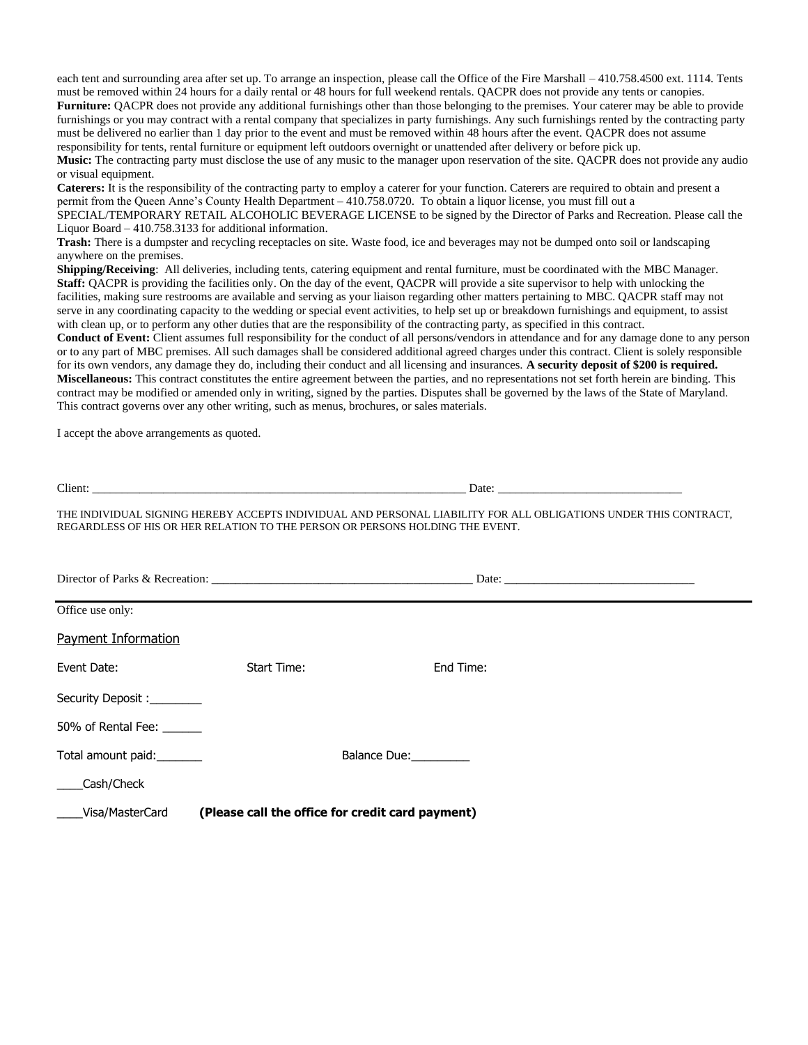each tent and surrounding area after set up. To arrange an inspection, please call the Office of the Fire Marshall – 410.758.4500 ext. 1114. Tents must be removed within 24 hours for a daily rental or 48 hours for full weekend rentals. QACPR does not provide any tents or canopies.

**Furniture:** QACPR does not provide any additional furnishings other than those belonging to the premises. Your caterer may be able to provide furnishings or you may contract with a rental company that specializes in party furnishings. Any such furnishings rented by the contracting party must be delivered no earlier than 1 day prior to the event and must be removed within 48 hours after the event. QACPR does not assume responsibility for tents, rental furniture or equipment left outdoors overnight or unattended after delivery or before pick up.

**Music:** The contracting party must disclose the use of any music to the manager upon reservation of the site. QACPR does not provide any audio or visual equipment.

**Caterers:** It is the responsibility of the contracting party to employ a caterer for your function. Caterers are required to obtain and present a permit from the Queen Anne's County Health Department – 410.758.0720. To obtain a liquor license, you must fill out a SPECIAL/TEMPORARY RETAIL ALCOHOLIC BEVERAGE LICENSE to be signed by the Director of Parks and Recreation. Please call the Liquor Board – 410.758.3133 for additional information.

**Trash:** There is a dumpster and recycling receptacles on site. Waste food, ice and beverages may not be dumped onto soil or landscaping anywhere on the premises.

**Shipping/Receiving**: All deliveries, including tents, catering equipment and rental furniture, must be coordinated with the MBC Manager.

**Staff:** QACPR is providing the facilities only. On the day of the event, QACPR will provide a site supervisor to help with unlocking the facilities, making sure restrooms are available and serving as your liaison regarding other matters pertaining to MBC. QACPR staff may not serve in any coordinating capacity to the wedding or special event activities, to help set up or breakdown furnishings and equipment, to assist with clean up, or to perform any other duties that are the responsibility of the contracting party, as specified in this contract.

**Conduct of Event:** Client assumes full responsibility for the conduct of all persons/vendors in attendance and for any damage done to any person or to any part of MBC premises. All such damages shall be considered additional agreed charges under this contract. Client is solely responsible for its own vendors, any damage they do, including their conduct and all licensing and insurances. **A security deposit of $200 is required.**

**Miscellaneous:** This contract constitutes the entire agreement between the parties, and no representations not set forth herein are binding. This contract may be modified or amended only in writing, signed by the parties. Disputes shall be governed by the laws of the State of Maryland. This contract governs over any other writing, such as menus, brochures, or sales materials.

I accept the above arrangements as quoted.

Client: ________________________________________________________________ Date: _______________________________

THE INDIVIDUAL SIGNING HEREBY ACCEPTS INDIVIDUAL AND PERSONAL LIABILITY FOR ALL OBLIGATIONS UNDER THIS CONTRACT, REGARDLESS OF HIS OR HER RELATION TO THE PERSON OR PERSONS HOLDING THE EVENT.

Director of Parks & Recreation: ____________________________________________ Date: ________________________________

---

Office use only:

Payment Information

Event Date: Start Time: End Time:

Security Deposit :________

50% of Rental Fee: ______

Total amount paid:_______ Balance Due:_________

____Cash/Check

____Visa/MasterCard **(Please call the office for credit card payment)**